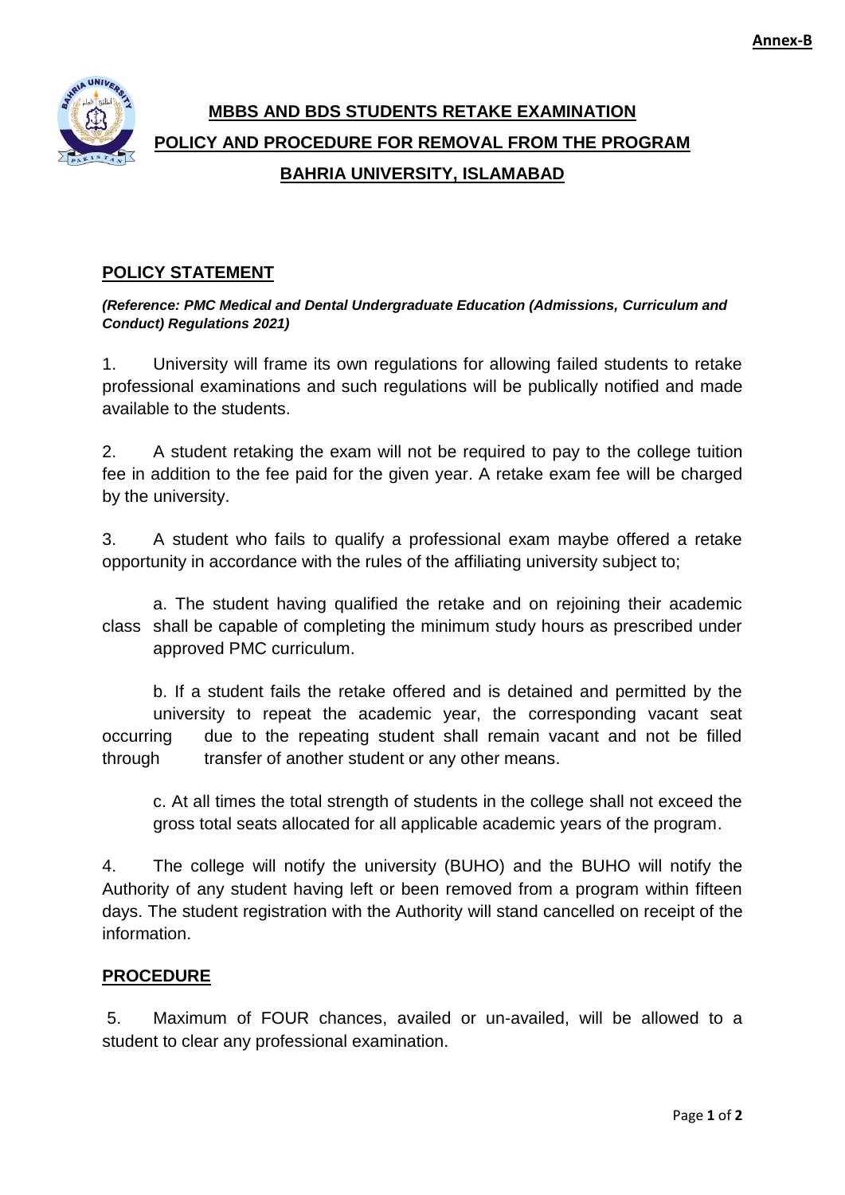**Annex-B**

# MBBS AND BDS STUDENTS RETAKE EXAMINATION
# POLICY AND PROCEDURE FOR REMOVAL FROM THE PROGRAM
# BAHRIA UNIVERSITY, ISLAMABAD

## POLICY STATEMENT

***(Reference: PMC Medical and Dental Undergraduate Education (Admissions, Curriculum and Conduct) Regulations 2021)***

1. University will frame its own regulations for allowing failed students to retake professional examinations and such regulations will be publically notified and made available to the students.

2. A student retaking the exam will not be required to pay to the college tuition fee in addition to the fee paid for the given year. A retake exam fee will be charged by the university.

3. A student who fails to qualify a professional exam maybe offered a retake opportunity in accordance with the rules of the affiliating university subject to;

   a. The student having qualified the retake and on rejoining their academic class shall be capable of completing the minimum study hours as prescribed under approved PMC curriculum.

   b. If a student fails the retake offered and is detained and permitted by the university to repeat the academic year, the corresponding vacant seat occurring due to the repeating student shall remain vacant and not be filled through transfer of another student or any other means.

   c. At all times the total strength of students in the college shall not exceed the gross total seats allocated for all applicable academic years of the program.

4. The college will notify the university (BUHO) and the BUHO will notify the Authority of any student having left or been removed from a program within fifteen days. The student registration with the Authority will stand cancelled on receipt of the information.

## PROCEDURE

5. Maximum of FOUR chances, availed or un-availed, will be allowed to a student to clear any professional examination.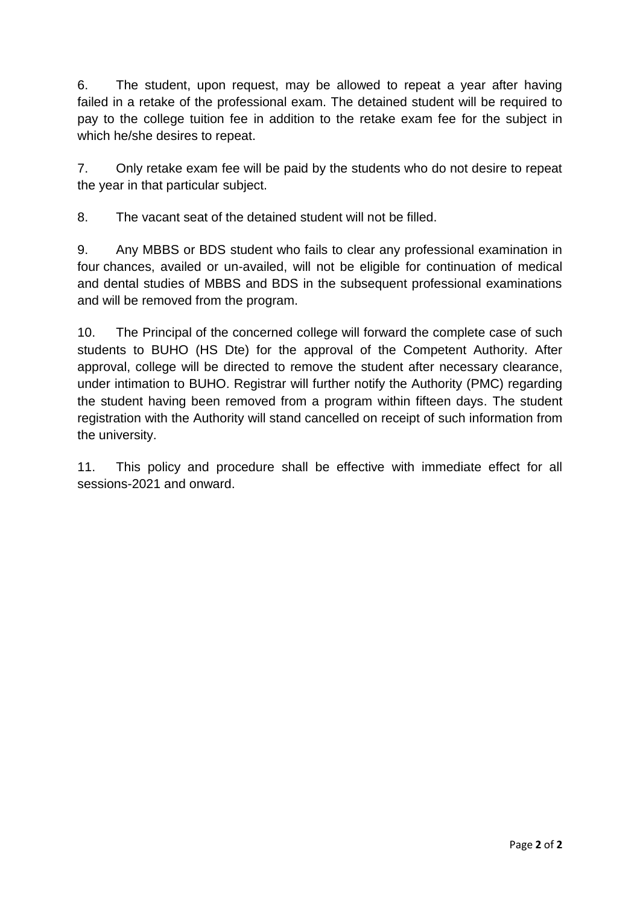6. The student, upon request, may be allowed to repeat a year after having failed in a retake of the professional exam. The detained student will be required to pay to the college tuition fee in addition to the retake exam fee for the subject in which he/she desires to repeat.

7. Only retake exam fee will be paid by the students who do not desire to repeat the year in that particular subject.

8. The vacant seat of the detained student will not be filled.

9. Any MBBS or BDS student who fails to clear any professional examination in four chances, availed or un-availed, will not be eligible for continuation of medical and dental studies of MBBS and BDS in the subsequent professional examinations and will be removed from the program.

10. The Principal of the concerned college will forward the complete case of such students to BUHO (HS Dte) for the approval of the Competent Authority. After approval, college will be directed to remove the student after necessary clearance, under intimation to BUHO. Registrar will further notify the Authority (PMC) regarding the student having been removed from a program within fifteen days. The student registration with the Authority will stand cancelled on receipt of such information from the university.

11. This policy and procedure shall be effective with immediate effect for all sessions-2021 and onward.